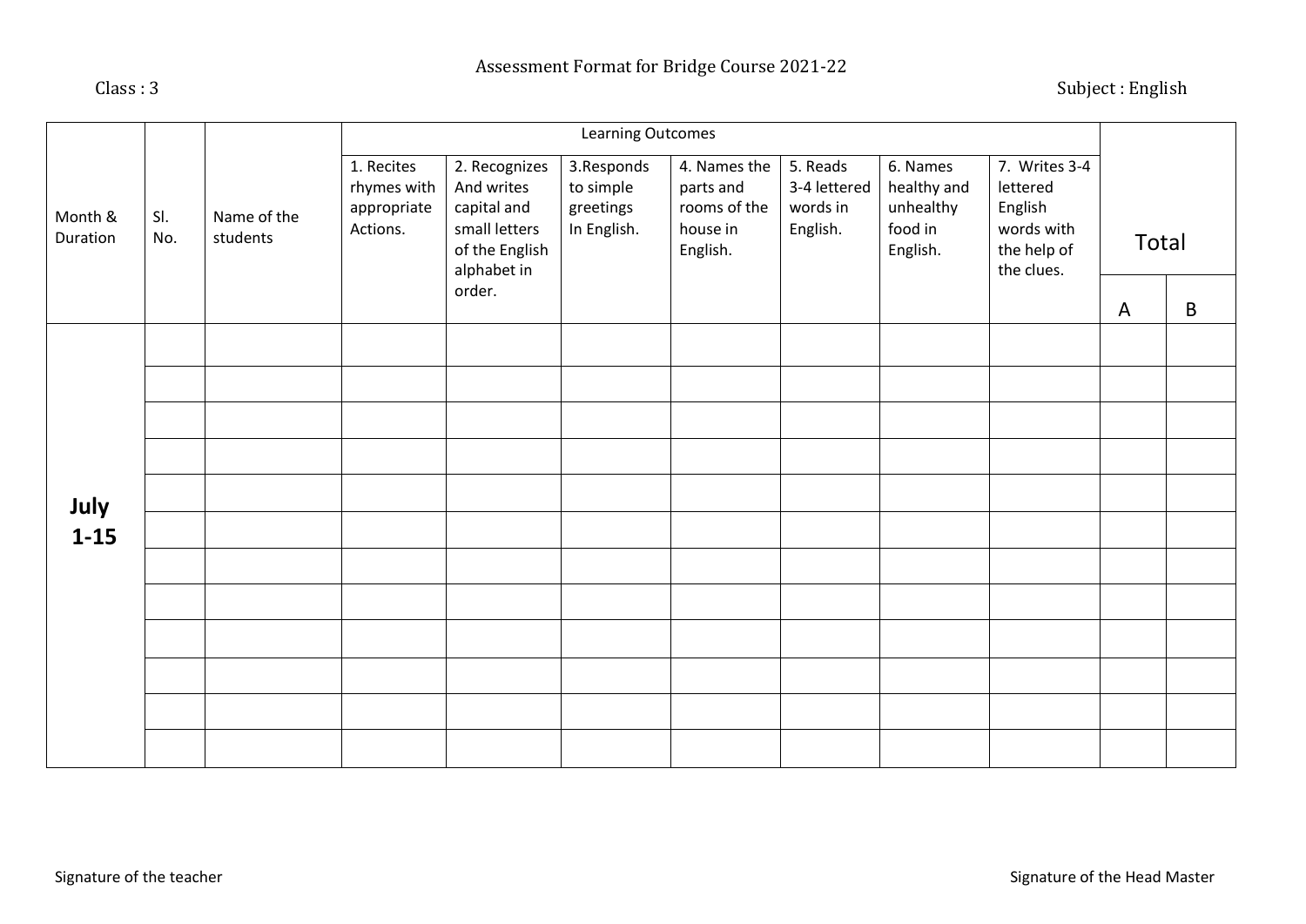Assessment Format for Bridge Course 2021-22

Class : 3

Subject : English

| Month & Duration | Sl. No. | Name of the students | Learning Outcomes | | | | | | | Total | |
|---|---|---|---|---|---|---|---|---|---|---|---|
| | | | 1. Recites rhymes with appropriate Actions. | 2. Recognizes And writes capital and small letters of the English alphabet in order. | 3.Responds to simple greetings In English. | 4. Names the parts and rooms of the house in English. | 5. Reads 3-4 lettered words in English. | 6. Names healthy and unhealthy food in English. | 7. Writes 3-4 lettered English words with the help of the clues. | A | B |
| **July 1-15** | | | | | | | | | | | |
| | | | | | | | | | | | |
| | | | | | | | | | | | |
| | | | | | | | | | | | |
| | | | | | | | | | | | |
| | | | | | | | | | | | |
| | | | | | | | | | | | |
| | | | | | | | | | | | |
| | | | | | | | | | | | |
| | | | | | | | | | | | |
| | | | | | | | | | | | |
| | | | | | | | | | | | |

Signature of the teacher

Signature of the Head Master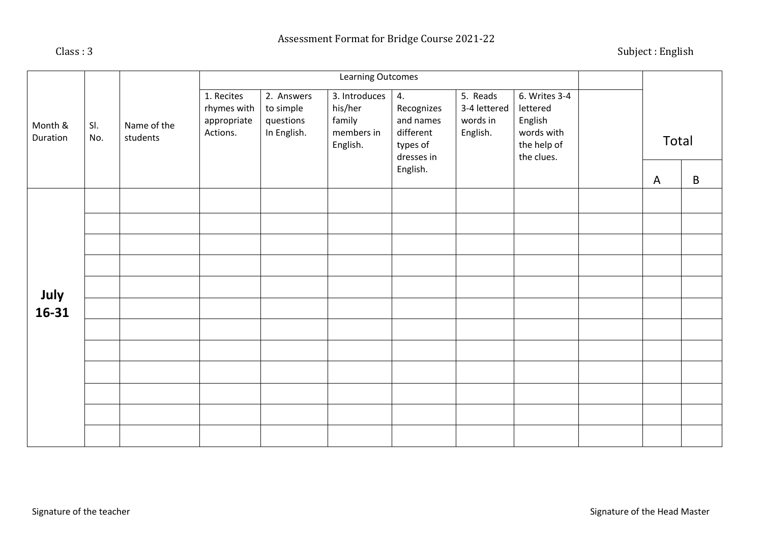Assessment Format for Bridge Course 2021-22

Class : 3

Subject : English

| Month & Duration | Sl. No. | Name of the students | Learning Outcomes | | | | | | | Total | |
|---|---|---|---|---|---|---|---|---|---|---|---|
| | | | 1. Recites rhymes with appropriate Actions. | 2. Answers to simple questions In English. | 3. Introduces his/her family members in English. | 4. Recognizes and names different types of dresses in English. | 5. Reads 3-4 lettered words in English. | 6. Writes 3-4 lettered English words with the help of the clues. | | A | B |
| **July 16-31** | | | | | | | | | | | |
| | | | | | | | | | | | |
| | | | | | | | | | | | |
| | | | | | | | | | | | |
| | | | | | | | | | | | |
| | | | | | | | | | | | |
| | | | | | | | | | | | |
| | | | | | | | | | | | |
| | | | | | | | | | | | |
| | | | | | | | | | | | |
| | | | | | | | | | | | |
| | | | | | | | | | | | |

Signature of the teacher

Signature of the Head Master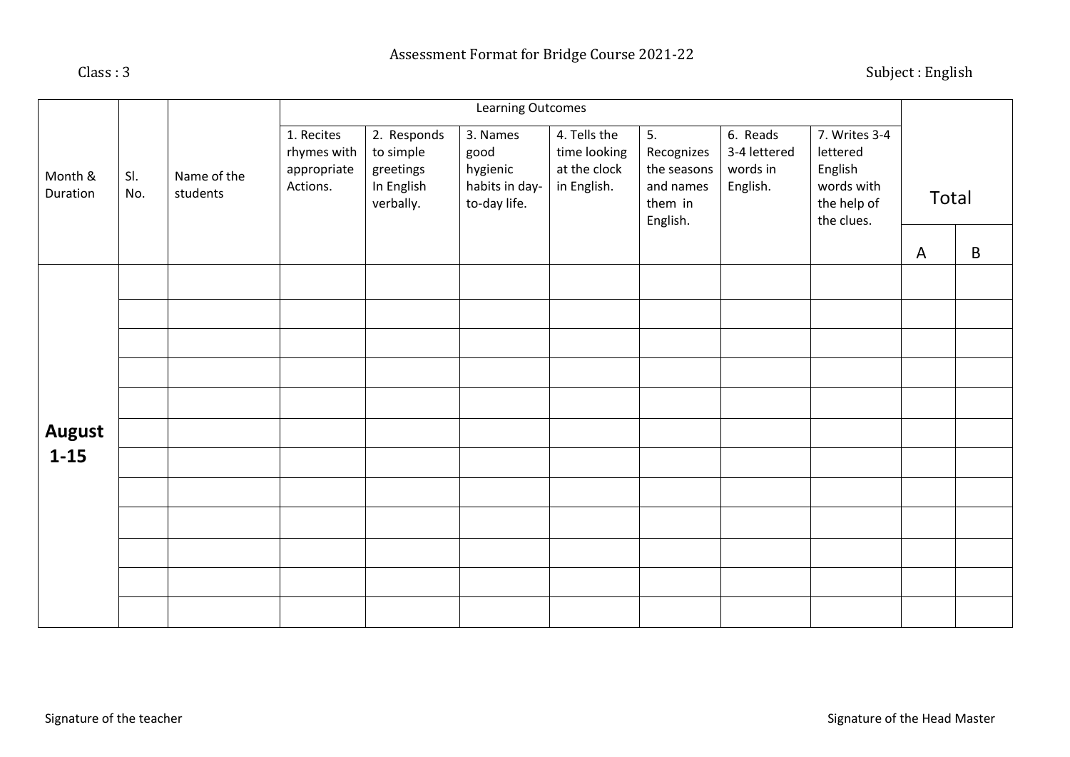Assessment Format for Bridge Course 2021-22

Class : 3

Subject : English

| Month & Duration | Sl. No. | Name of the students | Learning Outcomes | | | | | | | Total | |
|---|---|---|---|---|---|---|---|---|---|---|---|
| | | | 1. Recites rhymes with appropriate Actions. | 2. Responds to simple greetings In English verbally. | 3. Names good hygienic habits in day-to-day life. | 4. Tells the time looking at the clock in English. | 5. Recognizes the seasons and names them in English. | 6. Reads 3-4 lettered words in English. | 7. Writes 3-4 lettered English words with the help of the clues. | A | B |
| **August 1-15** | | | | | | | | | | | |
| | | | | | | | | | | | |
| | | | | | | | | | | | |
| | | | | | | | | | | | |
| | | | | | | | | | | | |
| | | | | | | | | | | | |
| | | | | | | | | | | | |
| | | | | | | | | | | | |
| | | | | | | | | | | | |
| | | | | | | | | | | | |
| | | | | | | | | | | | |
| | | | | | | | | | | | |

Signature of the teacher

Signature of the Head Master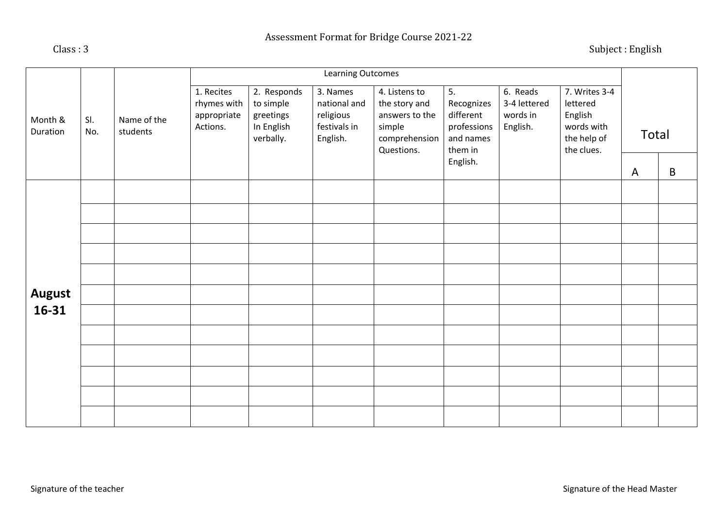Assessment Format for Bridge Course 2021-22

Class : 3

Subject : English

| Month & Duration | Sl. No. | Name of the students | Learning Outcomes | | | | | | | Total | |
|---|---|---|---|---|---|---|---|---|---|---|---|
| | | | 1. Recites rhymes with appropriate Actions. | 2. Responds to simple greetings In English verbally. | 3. Names national and religious festivals in English. | 4. Listens to the story and answers to the simple comprehension Questions. | 5. Recognizes different professions and names them in English. | 6. Reads 3-4 lettered words in English. | 7. Writes 3-4 lettered English words with the help of the clues. | A | B |
| **August 16-31** | | | | | | | | | | | |
| | | | | | | | | | | | |
| | | | | | | | | | | | |
| | | | | | | | | | | | |
| | | | | | | | | | | | |
| | | | | | | | | | | | |
| | | | | | | | | | | | |
| | | | | | | | | | | | |
| | | | | | | | | | | | |
| | | | | | | | | | | | |
| | | | | | | | | | | | |
| | | | | | | | | | | | |

Signature of the teacher

Signature of the Head Master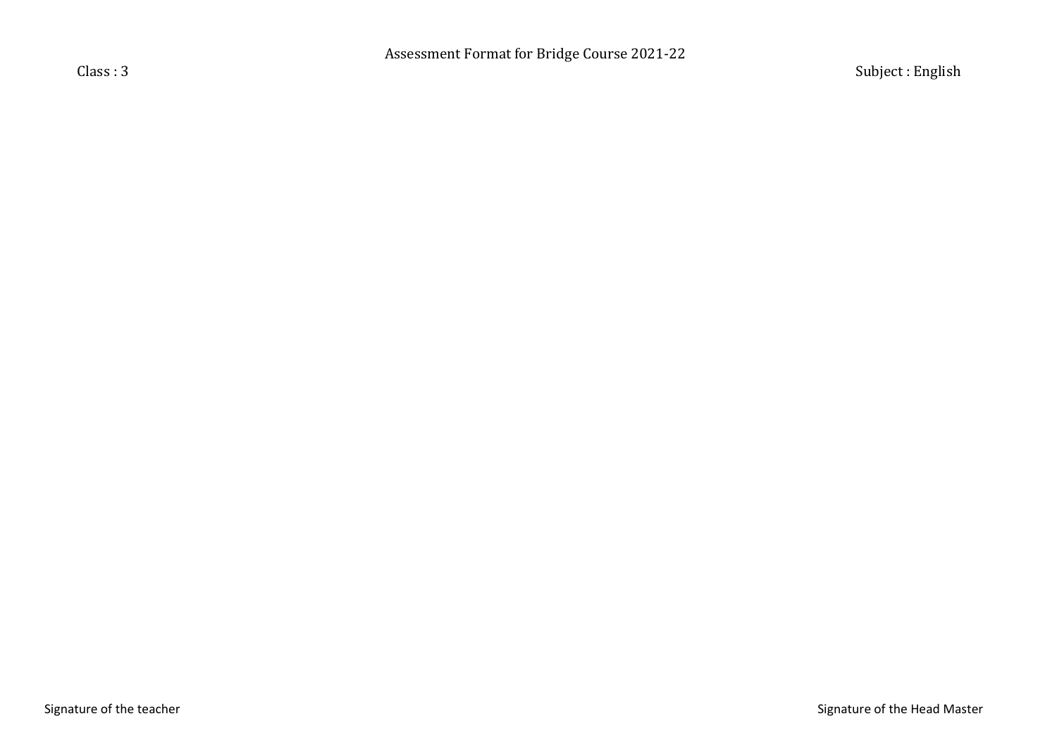Assessment Format for Bridge Course 2021-22

Class : 3

Subject : English

Signature of the teacher

Signature of the Head Master